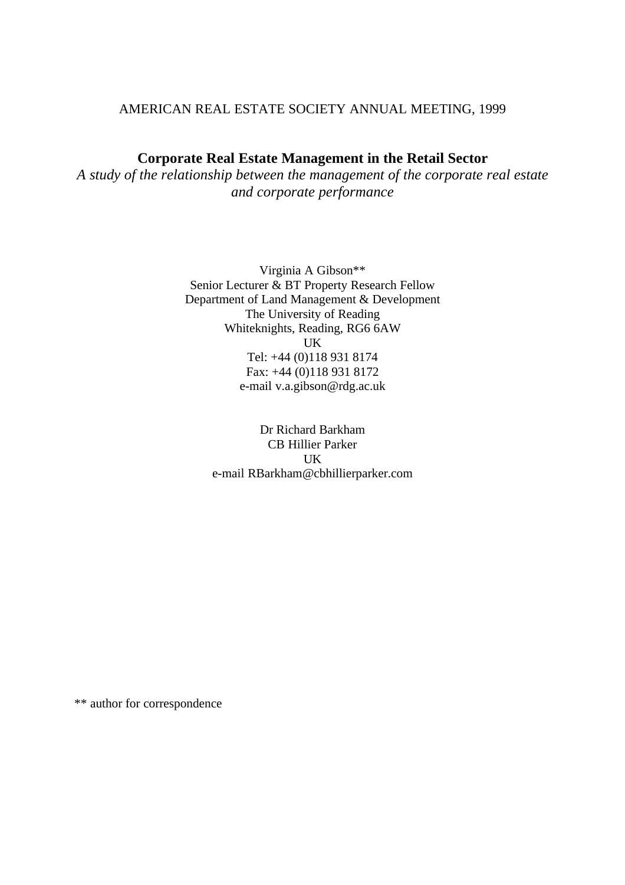AMERICAN REAL ESTATE SOCIETY ANNUAL MEETING, 1999

# Corporate Real Estate Management in the Retail Sector

*A study of the relationship between the management of the corporate real estate and corporate performance*

Virginia A Gibson**
Senior Lecturer & BT Property Research Fellow
Department of Land Management & Development
The University of Reading
Whiteknights, Reading, RG6 6AW
UK
Tel: +44 (0)118 931 8174
Fax: +44 (0)118 931 8172
e-mail v.a.gibson@rdg.ac.uk

Dr Richard Barkham
CB Hillier Parker
UK
e-mail RBarkham@cbhillierparker.com

** author for correspondence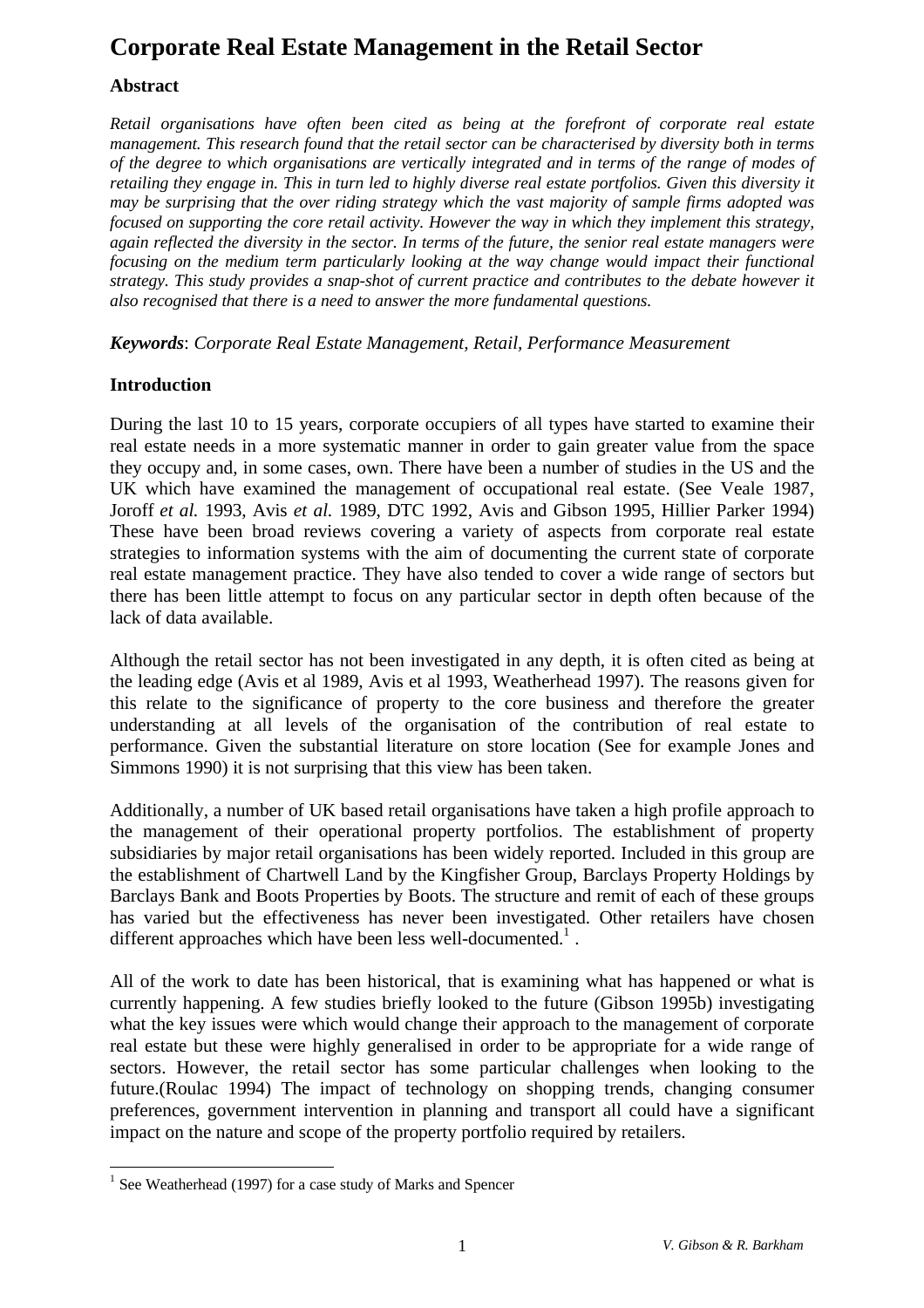# Corporate Real Estate Management in the Retail Sector

### Abstract

*Retail organisations have often been cited as being at the forefront of corporate real estate management. This research found that the retail sector can be characterised by diversity both in terms of the degree to which organisations are vertically integrated and in terms of the range of modes of retailing they engage in. This in turn led to highly diverse real estate portfolios. Given this diversity it may be surprising that the over riding strategy which the vast majority of sample firms adopted was focused on supporting the core retail activity. However the way in which they implement this strategy, again reflected the diversity in the sector. In terms of the future, the senior real estate managers were focusing on the medium term particularly looking at the way change would impact their functional strategy. This study provides a snap-shot of current practice and contributes to the debate however it also recognised that there is a need to answer the more fundamental questions.*

***Keywords***: *Corporate Real Estate Management, Retail, Performance Measurement*

### Introduction

During the last 10 to 15 years, corporate occupiers of all types have started to examine their real estate needs in a more systematic manner in order to gain greater value from the space they occupy and, in some cases, own. There have been a number of studies in the US and the UK which have examined the management of occupational real estate. (See Veale 1987, Joroff *et al.* 1993, Avis *et al.* 1989, DTC 1992, Avis and Gibson 1995, Hillier Parker 1994) These have been broad reviews covering a variety of aspects from corporate real estate strategies to information systems with the aim of documenting the current state of corporate real estate management practice. They have also tended to cover a wide range of sectors but there has been little attempt to focus on any particular sector in depth often because of the lack of data available.

Although the retail sector has not been investigated in any depth, it is often cited as being at the leading edge (Avis et al 1989, Avis et al 1993, Weatherhead 1997). The reasons given for this relate to the significance of property to the core business and therefore the greater understanding at all levels of the organisation of the contribution of real estate to performance. Given the substantial literature on store location (See for example Jones and Simmons 1990) it is not surprising that this view has been taken.

Additionally, a number of UK based retail organisations have taken a high profile approach to the management of their operational property portfolios. The establishment of property subsidiaries by major retail organisations has been widely reported. Included in this group are the establishment of Chartwell Land by the Kingfisher Group, Barclays Property Holdings by Barclays Bank and Boots Properties by Boots. The structure and remit of each of these groups has varied but the effectiveness has never been investigated. Other retailers have chosen different approaches which have been less well-documented.[1] .

All of the work to date has been historical, that is examining what has happened or what is currently happening. A few studies briefly looked to the future (Gibson 1995b) investigating what the key issues were which would change their approach to the management of corporate real estate but these were highly generalised in order to be appropriate for a wide range of sectors. However, the retail sector has some particular challenges when looking to the future.(Roulac 1994) The impact of technology on shopping trends, changing consumer preferences, government intervention in planning and transport all could have a significant impact on the nature and scope of the property portfolio required by retailers.

[1] See Weatherhead (1997) for a case study of Marks and Spencer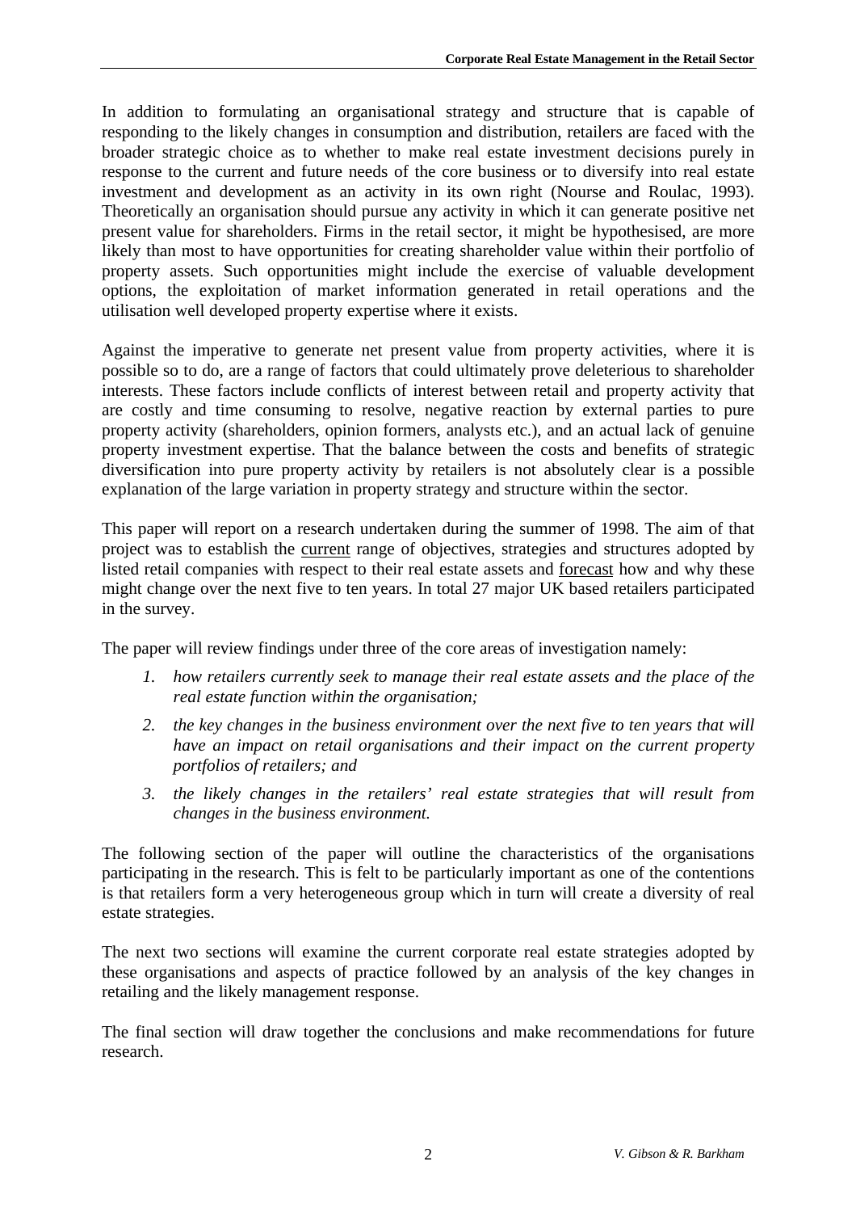In addition to formulating an organisational strategy and structure that is capable of responding to the likely changes in consumption and distribution, retailers are faced with the broader strategic choice as to whether to make real estate investment decisions purely in response to the current and future needs of the core business or to diversify into real estate investment and development as an activity in its own right (Nourse and Roulac, 1993). Theoretically an organisation should pursue any activity in which it can generate positive net present value for shareholders. Firms in the retail sector, it might be hypothesised, are more likely than most to have opportunities for creating shareholder value within their portfolio of property assets. Such opportunities might include the exercise of valuable development options, the exploitation of market information generated in retail operations and the utilisation well developed property expertise where it exists.

Against the imperative to generate net present value from property activities, where it is possible so to do, are a range of factors that could ultimately prove deleterious to shareholder interests. These factors include conflicts of interest between retail and property activity that are costly and time consuming to resolve, negative reaction by external parties to pure property activity (shareholders, opinion formers, analysts etc.), and an actual lack of genuine property investment expertise. That the balance between the costs and benefits of strategic diversification into pure property activity by retailers is not absolutely clear is a possible explanation of the large variation in property strategy and structure within the sector.

This paper will report on a research undertaken during the summer of 1998. The aim of that project was to establish the current range of objectives, strategies and structures adopted by listed retail companies with respect to their real estate assets and forecast how and why these might change over the next five to ten years. In total 27 major UK based retailers participated in the survey.

The paper will review findings under three of the core areas of investigation namely:

1. *how retailers currently seek to manage their real estate assets and the place of the real estate function within the organisation;*
2. *the key changes in the business environment over the next five to ten years that will have an impact on retail organisations and their impact on the current property portfolios of retailers; and*
3. *the likely changes in the retailers' real estate strategies that will result from changes in the business environment.*

The following section of the paper will outline the characteristics of the organisations participating in the research. This is felt to be particularly important as one of the contentions is that retailers form a very heterogeneous group which in turn will create a diversity of real estate strategies.

The next two sections will examine the current corporate real estate strategies adopted by these organisations and aspects of practice followed by an analysis of the key changes in retailing and the likely management response.

The final section will draw together the conclusions and make recommendations for future research.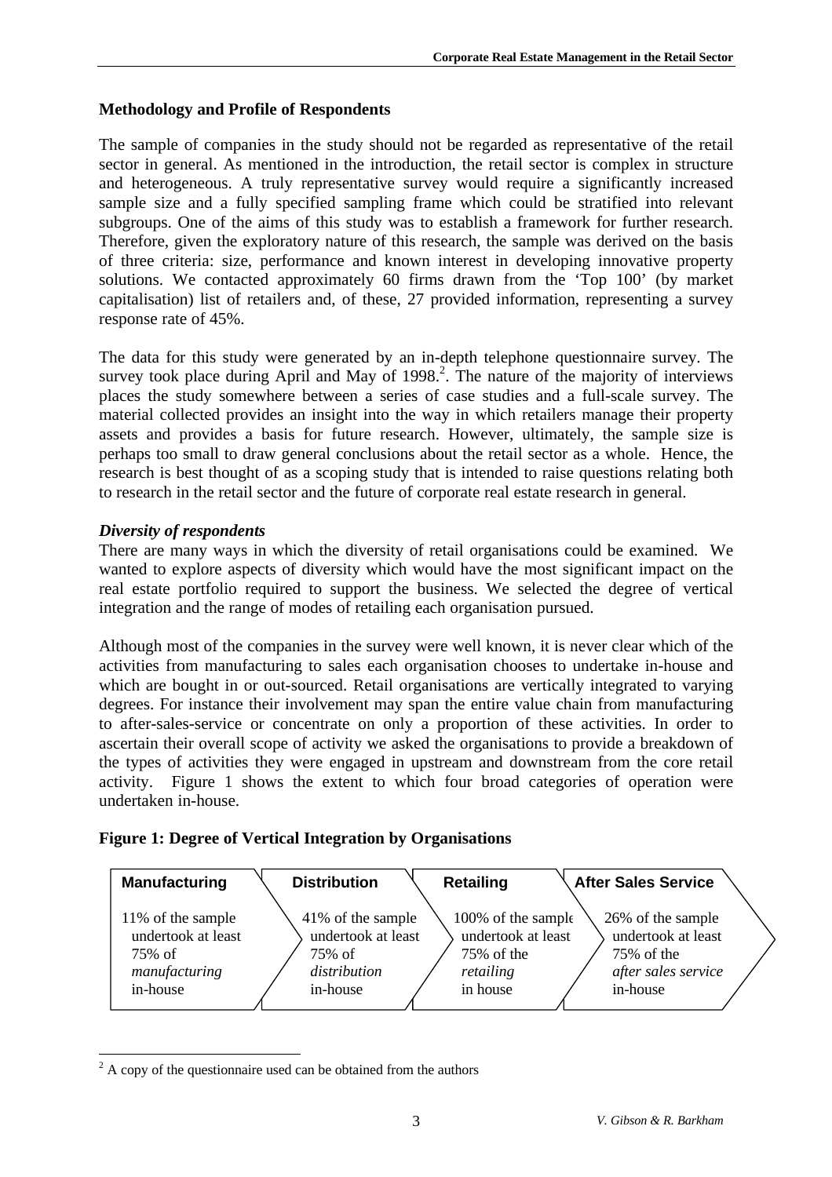## Methodology and Profile of Respondents

The sample of companies in the study should not be regarded as representative of the retail sector in general. As mentioned in the introduction, the retail sector is complex in structure and heterogeneous. A truly representative survey would require a significantly increased sample size and a fully specified sampling frame which could be stratified into relevant subgroups. One of the aims of this study was to establish a framework for further research. Therefore, given the exploratory nature of this research, the sample was derived on the basis of three criteria: size, performance and known interest in developing innovative property solutions. We contacted approximately 60 firms drawn from the 'Top 100' (by market capitalisation) list of retailers and, of these, 27 provided information, representing a survey response rate of 45%.

The data for this study were generated by an in-depth telephone questionnaire survey. The survey took place during April and May of 1998.[2]. The nature of the majority of interviews places the study somewhere between a series of case studies and a full-scale survey. The material collected provides an insight into the way in which retailers manage their property assets and provides a basis for future research. However, ultimately, the sample size is perhaps too small to draw general conclusions about the retail sector as a whole. Hence, the research is best thought of as a scoping study that is intended to raise questions relating both to research in the retail sector and the future of corporate real estate research in general.

### *Diversity of respondents*

There are many ways in which the diversity of retail organisations could be examined. We wanted to explore aspects of diversity which would have the most significant impact on the real estate portfolio required to support the business. We selected the degree of vertical integration and the range of modes of retailing each organisation pursued.

Although most of the companies in the survey were well known, it is never clear which of the activities from manufacturing to sales each organisation chooses to undertake in-house and which are bought in or out-sourced. Retail organisations are vertically integrated to varying degrees. For instance their involvement may span the entire value chain from manufacturing to after-sales-service or concentrate on only a proportion of these activities. In order to ascertain their overall scope of activity we asked the organisations to provide a breakdown of the types of activities they were engaged in upstream and downstream from the core retail activity. Figure 1 shows the extent to which four broad categories of operation were undertaken in-house.

**Figure 1: Degree of Vertical Integration by Organisations**

| Manufacturing | Distribution | Retailing | After Sales Service |
|---|---|---|---|
| 11% of the sample undertook at least 75% of *manufacturing* in-house | 41% of the sample undertook at least 75% of *distribution* in-house | 100% of the sample undertook at least 75% of the *retailing* in house | 26% of the sample undertook at least 75% of the *after sales service* in-house |

[2] A copy of the questionnaire used can be obtained from the authors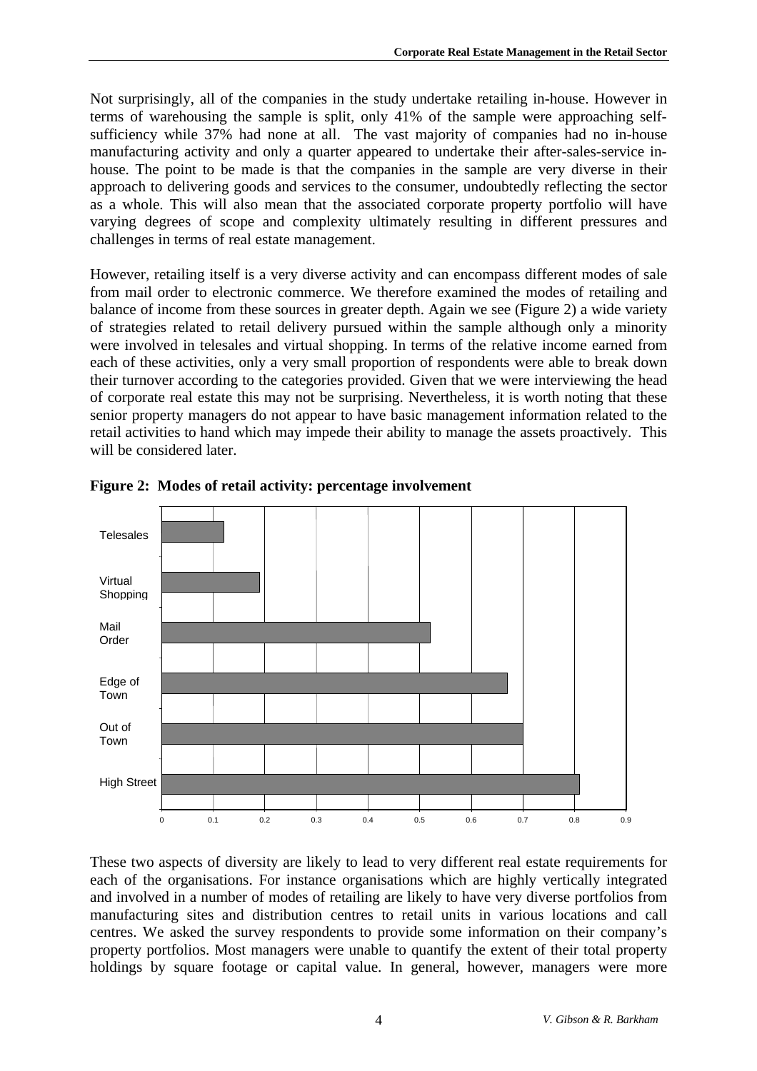Not surprisingly, all of the companies in the study undertake retailing in-house. However in terms of warehousing the sample is split, only 41% of the sample were approaching self-sufficiency while 37% had none at all. The vast majority of companies had no in-house manufacturing activity and only a quarter appeared to undertake their after-sales-service in-house. The point to be made is that the companies in the sample are very diverse in their approach to delivering goods and services to the consumer, undoubtedly reflecting the sector as a whole. This will also mean that the associated corporate property portfolio will have varying degrees of scope and complexity ultimately resulting in different pressures and challenges in terms of real estate management.

However, retailing itself is a very diverse activity and can encompass different modes of sale from mail order to electronic commerce. We therefore examined the modes of retailing and balance of income from these sources in greater depth. Again we see (Figure 2) a wide variety of strategies related to retail delivery pursued within the sample although only a minority were involved in telesales and virtual shopping. In terms of the relative income earned from each of these activities, only a very small proportion of respondents were able to break down their turnover according to the categories provided. Given that we were interviewing the head of corporate real estate this may not be surprising. Nevertheless, it is worth noting that these senior property managers do not appear to have basic management information related to the retail activities to hand which may impede their ability to manage the assets proactively. This will be considered later.

**Figure 2: Modes of retail activity: percentage involvement**

These two aspects of diversity are likely to lead to very different real estate requirements for each of the organisations. For instance organisations which are highly vertically integrated and involved in a number of modes of retailing are likely to have very diverse portfolios from manufacturing sites and distribution centres to retail units in various locations and call centres. We asked the survey respondents to provide some information on their company's property portfolios. Most managers were unable to quantify the extent of their total property holdings by square footage or capital value. In general, however, managers were more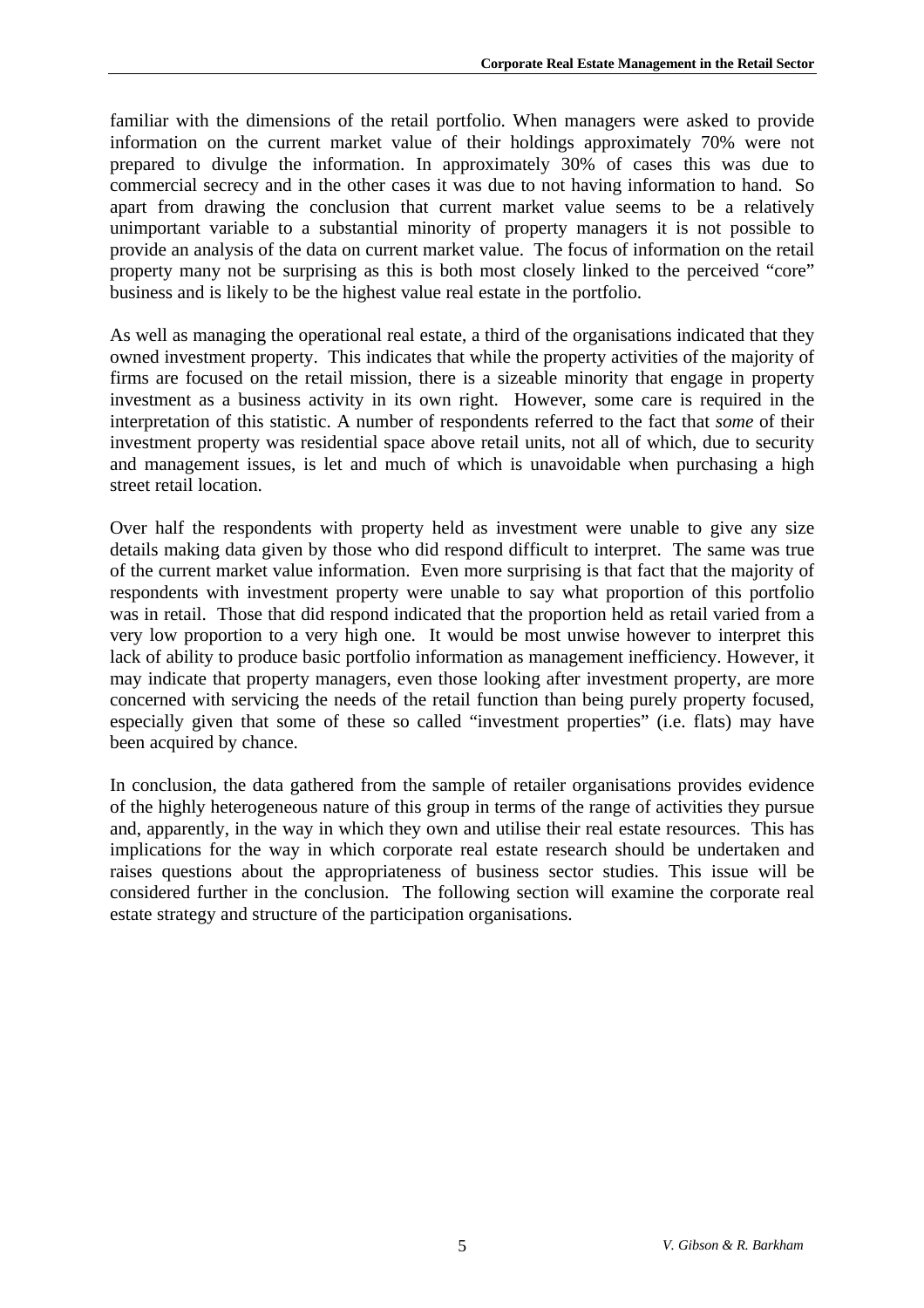familiar with the dimensions of the retail portfolio. When managers were asked to provide information on the current market value of their holdings approximately 70% were not prepared to divulge the information. In approximately 30% of cases this was due to commercial secrecy and in the other cases it was due to not having information to hand. So apart from drawing the conclusion that current market value seems to be a relatively unimportant variable to a substantial minority of property managers it is not possible to provide an analysis of the data on current market value. The focus of information on the retail property many not be surprising as this is both most closely linked to the perceived "core" business and is likely to be the highest value real estate in the portfolio.

As well as managing the operational real estate, a third of the organisations indicated that they owned investment property. This indicates that while the property activities of the majority of firms are focused on the retail mission, there is a sizeable minority that engage in property investment as a business activity in its own right. However, some care is required in the interpretation of this statistic. A number of respondents referred to the fact that *some* of their investment property was residential space above retail units, not all of which, due to security and management issues, is let and much of which is unavoidable when purchasing a high street retail location.

Over half the respondents with property held as investment were unable to give any size details making data given by those who did respond difficult to interpret. The same was true of the current market value information. Even more surprising is that fact that the majority of respondents with investment property were unable to say what proportion of this portfolio was in retail. Those that did respond indicated that the proportion held as retail varied from a very low proportion to a very high one. It would be most unwise however to interpret this lack of ability to produce basic portfolio information as management inefficiency. However, it may indicate that property managers, even those looking after investment property, are more concerned with servicing the needs of the retail function than being purely property focused, especially given that some of these so called "investment properties" (i.e. flats) may have been acquired by chance.

In conclusion, the data gathered from the sample of retailer organisations provides evidence of the highly heterogeneous nature of this group in terms of the range of activities they pursue and, apparently, in the way in which they own and utilise their real estate resources. This has implications for the way in which corporate real estate research should be undertaken and raises questions about the appropriateness of business sector studies. This issue will be considered further in the conclusion. The following section will examine the corporate real estate strategy and structure of the participation organisations.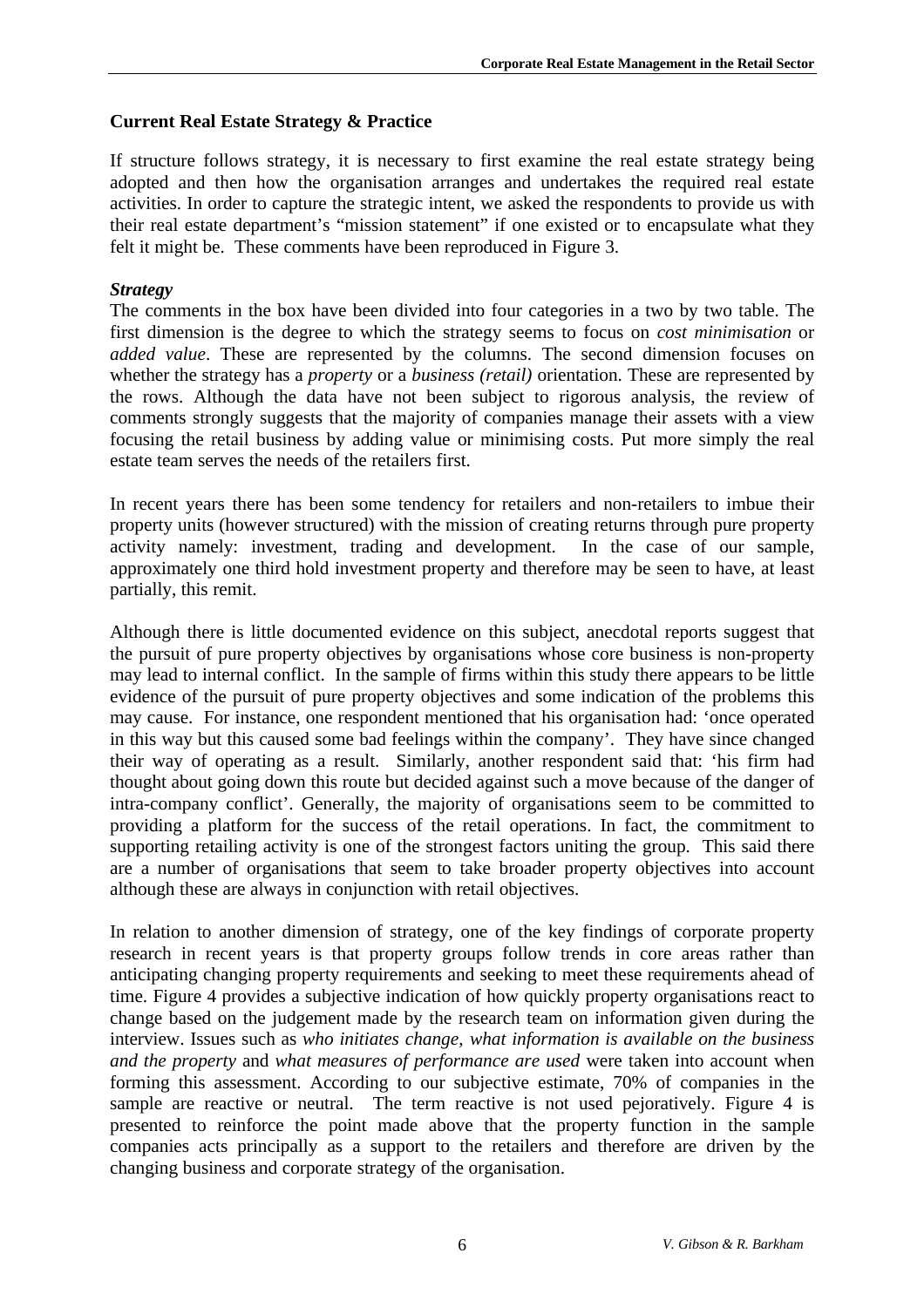## Current Real Estate Strategy & Practice

If structure follows strategy, it is necessary to first examine the real estate strategy being adopted and then how the organisation arranges and undertakes the required real estate activities. In order to capture the strategic intent, we asked the respondents to provide us with their real estate department's "mission statement" if one existed or to encapsulate what they felt it might be. These comments have been reproduced in Figure 3.

### *Strategy*

The comments in the box have been divided into four categories in a two by two table. The first dimension is the degree to which the strategy seems to focus on *cost minimisation* or *added value*. These are represented by the columns. The second dimension focuses on whether the strategy has a *property* or a *business (retail)* orientation. These are represented by the rows. Although the data have not been subject to rigorous analysis, the review of comments strongly suggests that the majority of companies manage their assets with a view focusing the retail business by adding value or minimising costs. Put more simply the real estate team serves the needs of the retailers first.

In recent years there has been some tendency for retailers and non-retailers to imbue their property units (however structured) with the mission of creating returns through pure property activity namely: investment, trading and development. In the case of our sample, approximately one third hold investment property and therefore may be seen to have, at least partially, this remit.

Although there is little documented evidence on this subject, anecdotal reports suggest that the pursuit of pure property objectives by organisations whose core business is non-property may lead to internal conflict. In the sample of firms within this study there appears to be little evidence of the pursuit of pure property objectives and some indication of the problems this may cause. For instance, one respondent mentioned that his organisation had: 'once operated in this way but this caused some bad feelings within the company'. They have since changed their way of operating as a result. Similarly, another respondent said that: 'his firm had thought about going down this route but decided against such a move because of the danger of intra-company conflict'. Generally, the majority of organisations seem to be committed to providing a platform for the success of the retail operations. In fact, the commitment to supporting retailing activity is one of the strongest factors uniting the group. This said there are a number of organisations that seem to take broader property objectives into account although these are always in conjunction with retail objectives.

In relation to another dimension of strategy, one of the key findings of corporate property research in recent years is that property groups follow trends in core areas rather than anticipating changing property requirements and seeking to meet these requirements ahead of time. Figure 4 provides a subjective indication of how quickly property organisations react to change based on the judgement made by the research team on information given during the interview. Issues such as *who initiates change*, *what information is available on the business and the property* and *what measures of performance are used* were taken into account when forming this assessment. According to our subjective estimate, 70% of companies in the sample are reactive or neutral. The term reactive is not used pejoratively. Figure 4 is presented to reinforce the point made above that the property function in the sample companies acts principally as a support to the retailers and therefore are driven by the changing business and corporate strategy of the organisation.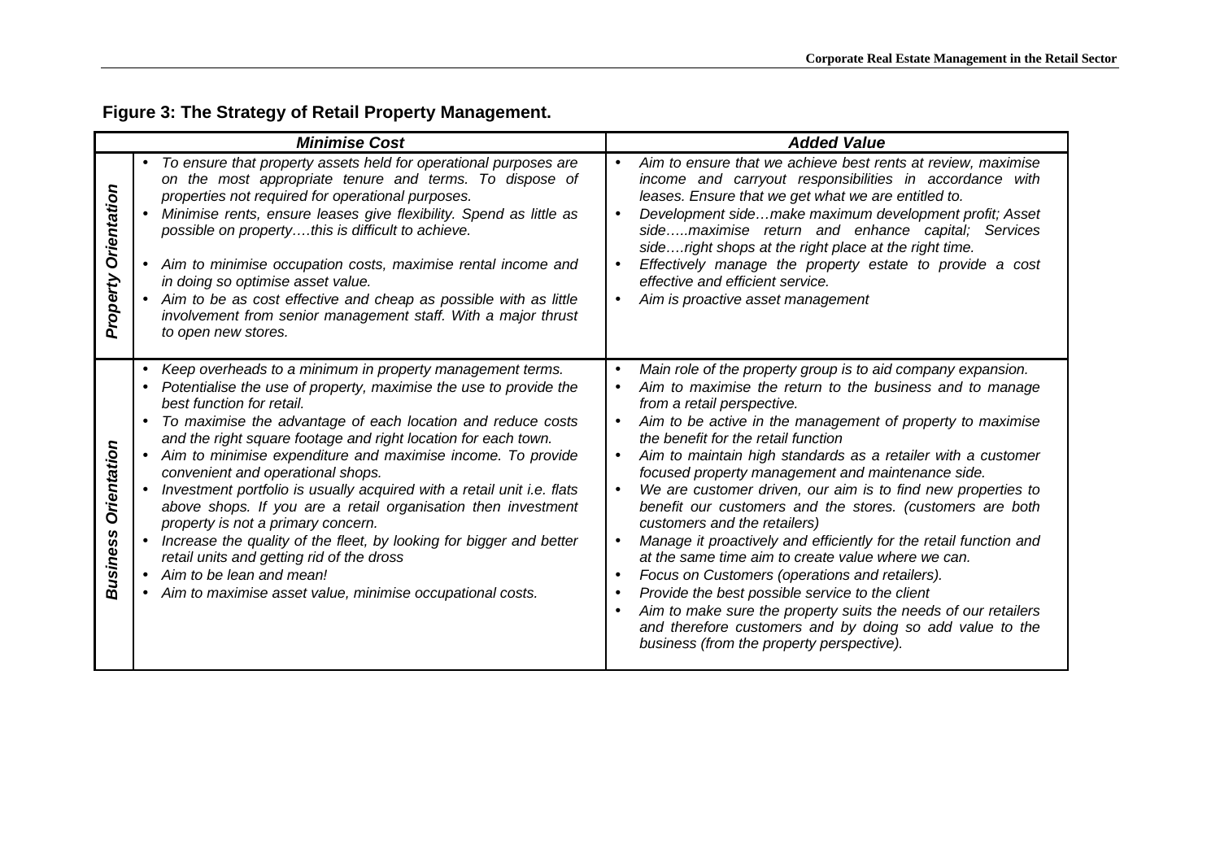**Figure 3: The Strategy of Retail Property Management.**

| | *Minimise Cost* | *Added Value* |
|---|---|---|
| ***Property Orientation*** | • *To ensure that property assets held for operational purposes are on the most appropriate tenure and terms. To dispose of properties not required for operational purposes.*<br>• *Minimise rents, ensure leases give flexibility. Spend as little as possible on property….this is difficult to achieve.*<br>• *Aim to minimise occupation costs, maximise rental income and in doing so optimise asset value.*<br>• *Aim to be as cost effective and cheap as possible with as little involvement from senior management staff. With a major thrust to open new stores.* | • *Aim to ensure that we achieve best rents at review, maximise income and carryout responsibilities in accordance with leases. Ensure that we get what we are entitled to.*<br>• *Development side…make maximum development profit; Asset side…..maximise return and enhance capital; Services side….right shops at the right place at the right time.*<br>• *Effectively manage the property estate to provide a cost effective and efficient service.*<br>• *Aim is proactive asset management* |
| ***Business Orientation*** | • *Keep overheads to a minimum in property management terms.*<br>• *Potentialise the use of property, maximise the use to provide the best function for retail.*<br>• *To maximise the advantage of each location and reduce costs and the right square footage and right location for each town.*<br>• *Aim to minimise expenditure and maximise income. To provide convenient and operational shops.*<br>• *Investment portfolio is usually acquired with a retail unit i.e. flats above shops. If you are a retail organisation then investment property is not a primary concern.*<br>• *Increase the quality of the fleet, by looking for bigger and better retail units and getting rid of the dross*<br>• *Aim to be lean and mean!*<br>• *Aim to maximise asset value, minimise occupational costs.* | • *Main role of the property group is to aid company expansion.*<br>• *Aim to maximise the return to the business and to manage from a retail perspective.*<br>• *Aim to be active in the management of property to maximise the benefit for the retail function*<br>• *Aim to maintain high standards as a retailer with a customer focused property management and maintenance side.*<br>• *We are customer driven, our aim is to find new properties to benefit our customers and the stores. (customers are both customers and the retailers)*<br>• *Manage it proactively and efficiently for the retail function and at the same time aim to create value where we can.*<br>• *Focus on Customers (operations and retailers).*<br>• *Provide the best possible service to the client*<br>• *Aim to make sure the property suits the needs of our retailers and therefore customers and by doing so add value to the business (from the property perspective).* |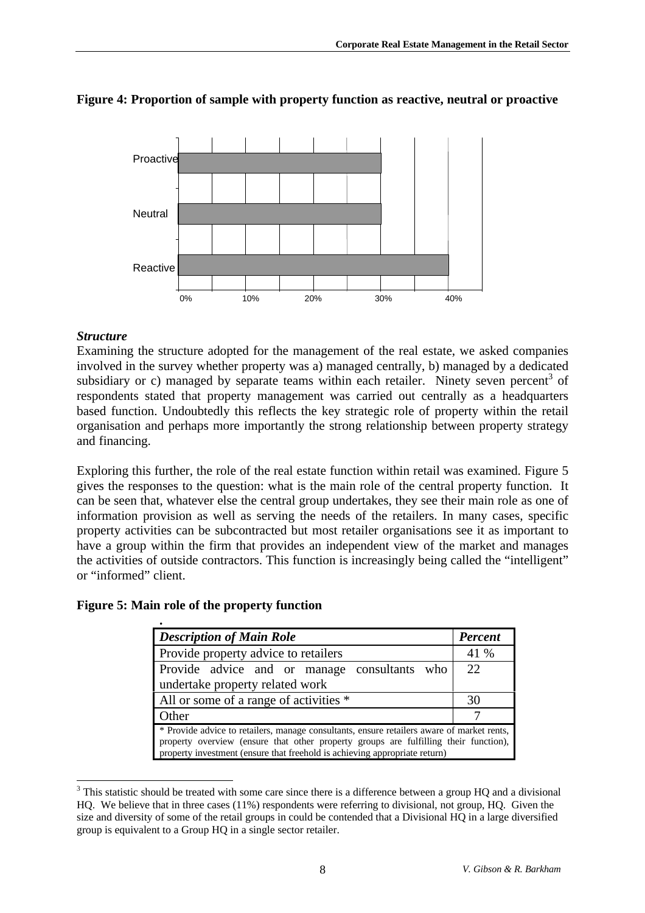**Figure 4: Proportion of sample with property function as reactive, neutral or proactive**

| Category | Proportion |
|---|---|
| Proactive | 30% |
| Neutral | 30% |
| Reactive | 40% |

### *Structure*

Examining the structure adopted for the management of the real estate, we asked companies involved in the survey whether property was a) managed centrally, b) managed by a dedicated subsidiary or c) managed by separate teams within each retailer. Ninety seven percent[3] of respondents stated that property management was carried out centrally as a headquarters based function. Undoubtedly this reflects the key strategic role of property within the retail organisation and perhaps more importantly the strong relationship between property strategy and financing.

Exploring this further, the role of the real estate function within retail was examined. Figure 5 gives the responses to the question: what is the main role of the central property function. It can be seen that, whatever else the central group undertakes, they see their main role as one of information provision as well as serving the needs of the retailers. In many cases, specific property activities can be subcontracted but most retailer organisations see it as important to have a group within the firm that provides an independent view of the market and manages the activities of outside contractors. This function is increasingly being called the "intelligent" or "informed" client.

**Figure 5: Main role of the property function**

| *Description of Main Role* | *Percent* |
|---|---|
| Provide property advice to retailers | 41 % |
| Provide advice and or manage consultants who undertake property related work | 22 |
| All or some of a range of activities * | 30 |
| Other | 7 |

* Provide advice to retailers, manage consultants, ensure retailers aware of market rents, property overview (ensure that other property groups are fulfilling their function), property investment (ensure that freehold is achieving appropriate return)

[3] This statistic should be treated with some care since there is a difference between a group HQ and a divisional HQ. We believe that in three cases (11%) respondents were referring to divisional, not group, HQ. Given the size and diversity of some of the retail groups in could be contended that a Divisional HQ in a large diversified group is equivalent to a Group HQ in a single sector retailer.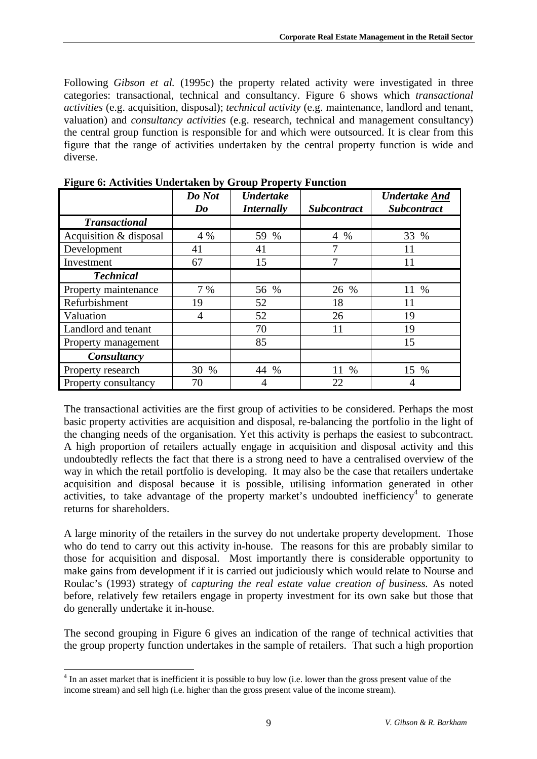Following *Gibson et al.* (1995c) the property related activity were investigated in three categories: transactional, technical and consultancy. Figure 6 shows which *transactional activities* (e.g. acquisition, disposal); *technical activity* (e.g. maintenance, landlord and tenant, valuation) and *consultancy activities* (e.g. research, technical and management consultancy) the central group function is responsible for and which were outsourced. It is clear from this figure that the range of activities undertaken by the central property function is wide and diverse.

**Figure 6: Activities Undertaken by Group Property Function**

| | ***Do Not Do*** | ***Undertake Internally*** | ***Subcontract*** | ***Undertake And Subcontract*** |
|---|---|---|---|---|
| ***Transactional*** | | | | |
| Acquisition & disposal | 4 % | 59 % | 4 % | 33 % |
| Development | 41 | 41 | 7 | 11 |
| Investment | 67 | 15 | 7 | 11 |
| ***Technical*** | | | | |
| Property maintenance | 7 % | 56 % | 26 % | 11 % |
| Refurbishment | 19 | 52 | 18 | 11 |
| Valuation | 4 | 52 | 26 | 19 |
| Landlord and tenant | | 70 | 11 | 19 |
| Property management | | 85 | | 15 |
| ***Consultancy*** | | | | |
| Property research | 30 % | 44 % | 11 % | 15 % |
| Property consultancy | 70 | 4 | 22 | 4 |

The transactional activities are the first group of activities to be considered. Perhaps the most basic property activities are acquisition and disposal, re-balancing the portfolio in the light of the changing needs of the organisation. Yet this activity is perhaps the easiest to subcontract. A high proportion of retailers actually engage in acquisition and disposal activity and this undoubtedly reflects the fact that there is a strong need to have a centralised overview of the way in which the retail portfolio is developing. It may also be the case that retailers undertake acquisition and disposal because it is possible, utilising information generated in other activities, to take advantage of the property market's undoubted inefficiency[4] to generate returns for shareholders.

A large minority of the retailers in the survey do not undertake property development. Those who do tend to carry out this activity in-house. The reasons for this are probably similar to those for acquisition and disposal. Most importantly there is considerable opportunity to make gains from development if it is carried out judiciously which would relate to Nourse and Roulac's (1993) strategy of *capturing the real estate value creation of business.* As noted before, relatively few retailers engage in property investment for its own sake but those that do generally undertake it in-house.

The second grouping in Figure 6 gives an indication of the range of technical activities that the group property function undertakes in the sample of retailers. That such a high proportion

[4] In an asset market that is inefficient it is possible to buy low (i.e. lower than the gross present value of the income stream) and sell high (i.e. higher than the gross present value of the income stream).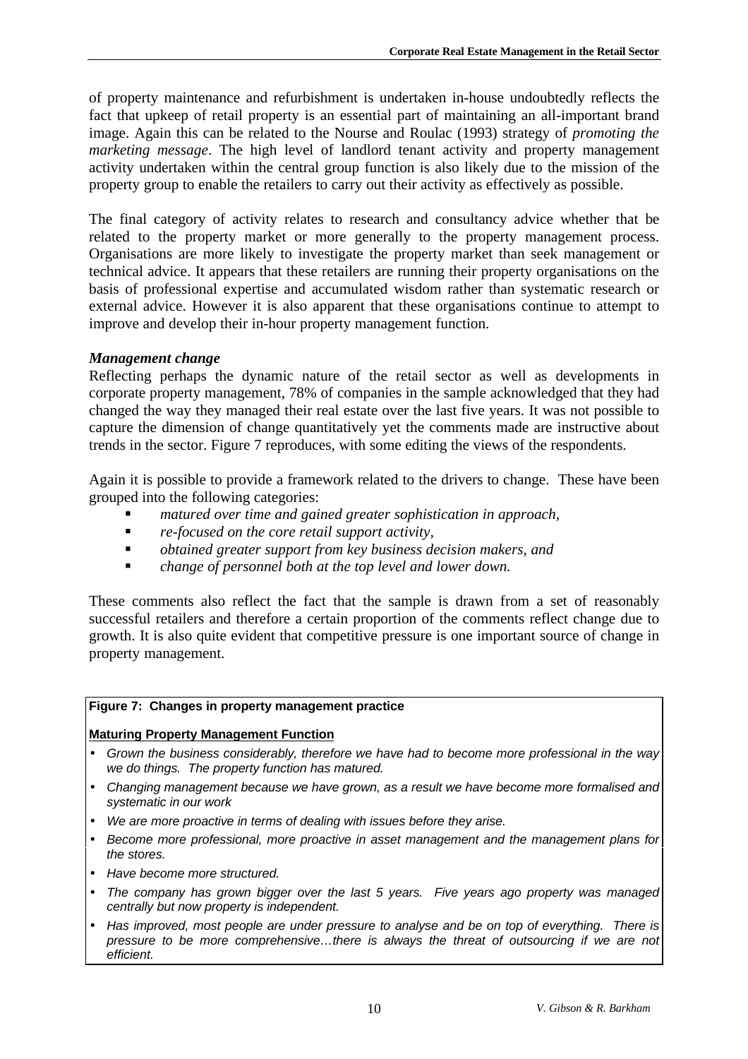of property maintenance and refurbishment is undertaken in-house undoubtedly reflects the fact that upkeep of retail property is an essential part of maintaining an all-important brand image. Again this can be related to the Nourse and Roulac (1993) strategy of *promoting the marketing message*. The high level of landlord tenant activity and property management activity undertaken within the central group function is also likely due to the mission of the property group to enable the retailers to carry out their activity as effectively as possible.

The final category of activity relates to research and consultancy advice whether that be related to the property market or more generally to the property management process. Organisations are more likely to investigate the property market than seek management or technical advice. It appears that these retailers are running their property organisations on the basis of professional expertise and accumulated wisdom rather than systematic research or external advice. However it is also apparent that these organisations continue to attempt to improve and develop their in-hour property management function.

***Management change***

Reflecting perhaps the dynamic nature of the retail sector as well as developments in corporate property management, 78% of companies in the sample acknowledged that they had changed the way they managed their real estate over the last five years. It was not possible to capture the dimension of change quantitatively yet the comments made are instructive about trends in the sector. Figure 7 reproduces, with some editing the views of the respondents.

Again it is possible to provide a framework related to the drivers to change. These have been grouped into the following categories:

- *matured over time and gained greater sophistication in approach,*
- *re-focused on the core retail support activity,*
- *obtained greater support from key business decision makers, and*
- *change of personnel both at the top level and lower down.*

These comments also reflect the fact that the sample is drawn from a set of reasonably successful retailers and therefore a certain proportion of the comments reflect change due to growth. It is also quite evident that competitive pressure is one important source of change in property management.

**Figure 7: Changes in property management practice**

**Maturing Property Management Function**

- *Grown the business considerably, therefore we have had to become more professional in the way we do things. The property function has matured.*
- *Changing management because we have grown, as a result we have become more formalised and systematic in our work*
- *We are more proactive in terms of dealing with issues before they arise.*
- *Become more professional, more proactive in asset management and the management plans for the stores.*
- *Have become more structured.*
- *The company has grown bigger over the last 5 years. Five years ago property was managed centrally but now property is independent.*
- *Has improved, most people are under pressure to analyse and be on top of everything. There is pressure to be more comprehensive…there is always the threat of outsourcing if we are not efficient.*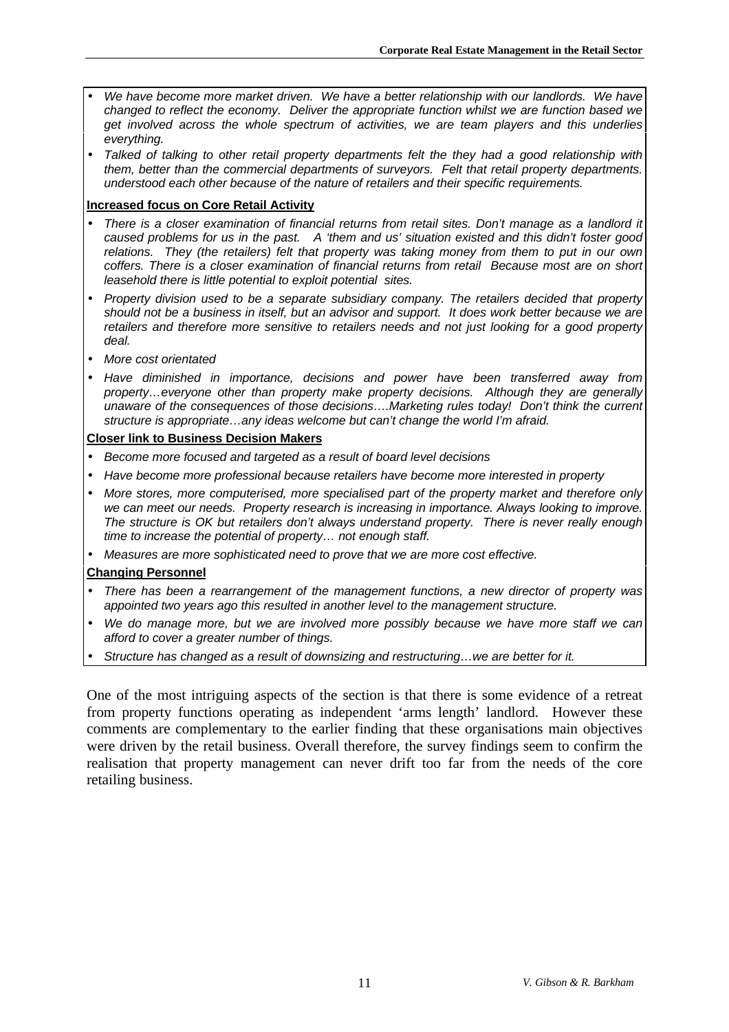- *We have become more market driven. We have a better relationship with our landlords. We have changed to reflect the economy. Deliver the appropriate function whilst we are function based we get involved across the whole spectrum of activities, we are team players and this underlies everything.*
- *Talked of talking to other retail property departments felt the they had a good relationship with them, better than the commercial departments of surveyors. Felt that retail property departments. understood each other because of the nature of retailers and their specific requirements.*

**Increased focus on Core Retail Activity**

- *There is a closer examination of financial returns from retail sites. Don't manage as a landlord it caused problems for us in the past. A 'them and us' situation existed and this didn't foster good relations. They (the retailers) felt that property was taking money from them to put in our own coffers. There is a closer examination of financial returns from retail Because most are on short leasehold there is little potential to exploit potential sites.*
- *Property division used to be a separate subsidiary company. The retailers decided that property should not be a business in itself, but an advisor and support. It does work better because we are retailers and therefore more sensitive to retailers needs and not just looking for a good property deal.*
- *More cost orientated*
- *Have diminished in importance, decisions and power have been transferred away from property…everyone other than property make property decisions. Although they are generally unaware of the consequences of those decisions….Marketing rules today! Don't think the current structure is appropriate…any ideas welcome but can't change the world I'm afraid.*

**Closer link to Business Decision Makers**

- *Become more focused and targeted as a result of board level decisions*
- *Have become more professional because retailers have become more interested in property*
- *More stores, more computerised, more specialised part of the property market and therefore only we can meet our needs. Property research is increasing in importance. Always looking to improve. The structure is OK but retailers don't always understand property. There is never really enough time to increase the potential of property… not enough staff.*
- *Measures are more sophisticated need to prove that we are more cost effective.*

**Changing Personnel**

- *There has been a rearrangement of the management functions, a new director of property was appointed two years ago this resulted in another level to the management structure.*
- *We do manage more, but we are involved more possibly because we have more staff we can afford to cover a greater number of things.*
- *Structure has changed as a result of downsizing and restructuring…we are better for it.*

One of the most intriguing aspects of the section is that there is some evidence of a retreat from property functions operating as independent 'arms length' landlord. However these comments are complementary to the earlier finding that these organisations main objectives were driven by the retail business. Overall therefore, the survey findings seem to confirm the realisation that property management can never drift too far from the needs of the core retailing business.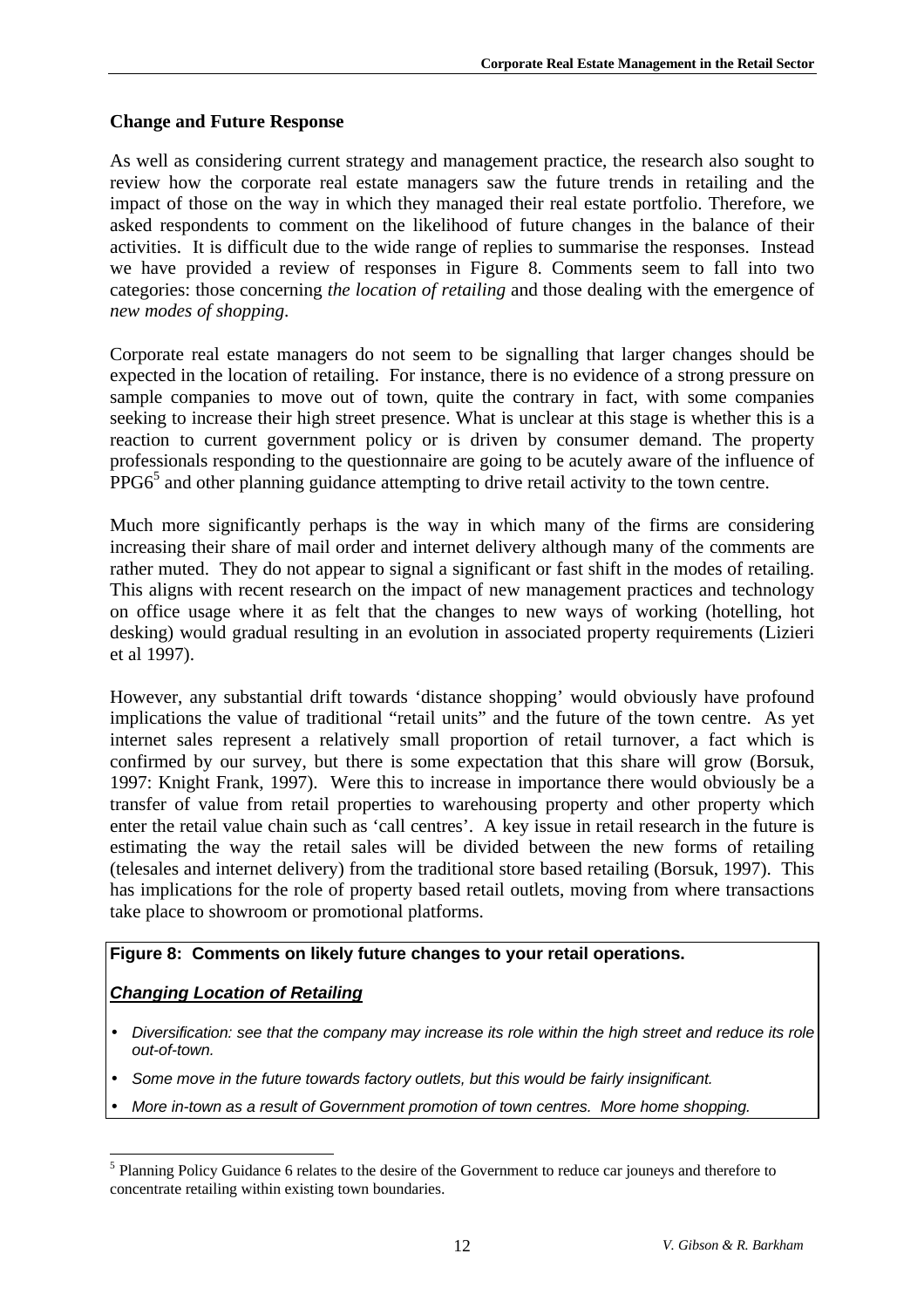### Change and Future Response

As well as considering current strategy and management practice, the research also sought to review how the corporate real estate managers saw the future trends in retailing and the impact of those on the way in which they managed their real estate portfolio. Therefore, we asked respondents to comment on the likelihood of future changes in the balance of their activities. It is difficult due to the wide range of replies to summarise the responses. Instead we have provided a review of responses in Figure 8. Comments seem to fall into two categories: those concerning *the location of retailing* and those dealing with the emergence of *new modes of shopping*.

Corporate real estate managers do not seem to be signalling that larger changes should be expected in the location of retailing. For instance, there is no evidence of a strong pressure on sample companies to move out of town, quite the contrary in fact, with some companies seeking to increase their high street presence. What is unclear at this stage is whether this is a reaction to current government policy or is driven by consumer demand. The property professionals responding to the questionnaire are going to be acutely aware of the influence of PPG6[5] and other planning guidance attempting to drive retail activity to the town centre.

Much more significantly perhaps is the way in which many of the firms are considering increasing their share of mail order and internet delivery although many of the comments are rather muted. They do not appear to signal a significant or fast shift in the modes of retailing. This aligns with recent research on the impact of new management practices and technology on office usage where it as felt that the changes to new ways of working (hotelling, hot desking) would gradual resulting in an evolution in associated property requirements (Lizieri et al 1997).

However, any substantial drift towards 'distance shopping' would obviously have profound implications the value of traditional "retail units" and the future of the town centre. As yet internet sales represent a relatively small proportion of retail turnover, a fact which is confirmed by our survey, but there is some expectation that this share will grow (Borsuk, 1997: Knight Frank, 1997). Were this to increase in importance there would obviously be a transfer of value from retail properties to warehousing property and other property which enter the retail value chain such as 'call centres'. A key issue in retail research in the future is estimating the way the retail sales will be divided between the new forms of retailing (telesales and internet delivery) from the traditional store based retailing (Borsuk, 1997). This has implications for the role of property based retail outlets, moving from where transactions take place to showroom or promotional platforms.

**Figure 8: Comments on likely future changes to your retail operations.**

***Changing Location of Retailing***

- *Diversification: see that the company may increase its role within the high street and reduce its role out-of-town.*
- *Some move in the future towards factory outlets, but this would be fairly insignificant.*
- *More in-town as a result of Government promotion of town centres. More home shopping.*

[5] Planning Policy Guidance 6 relates to the desire of the Government to reduce car jouneys and therefore to concentrate retailing within existing town boundaries.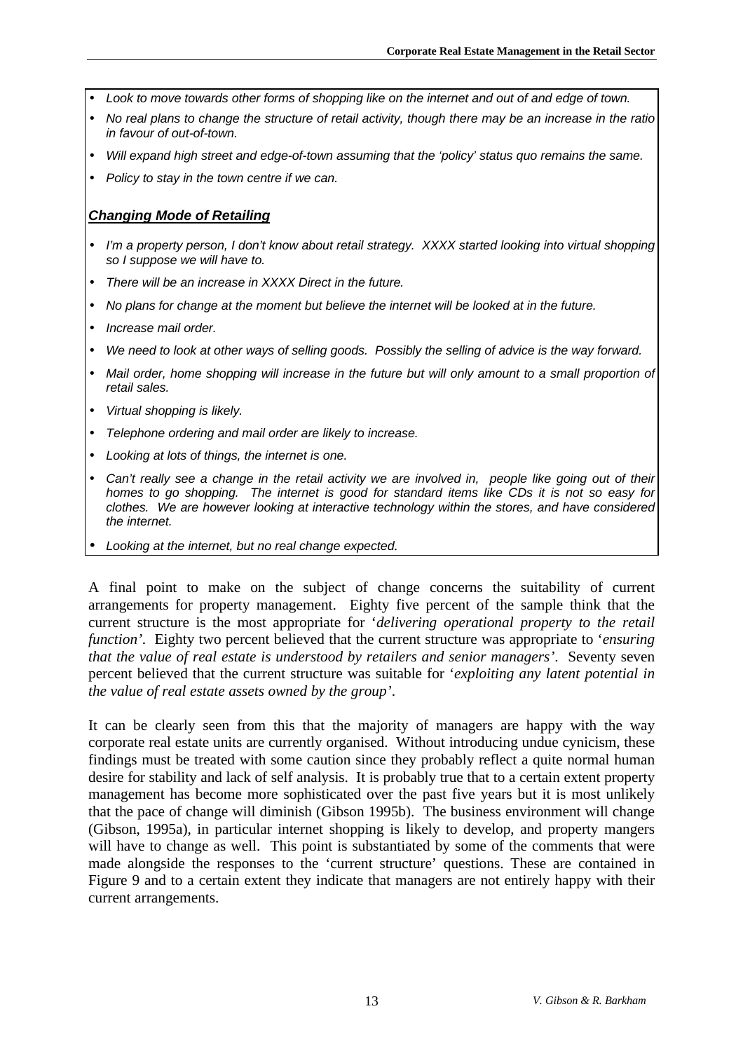- *Look to move towards other forms of shopping like on the internet and out of and edge of town.*
- *No real plans to change the structure of retail activity, though there may be an increase in the ratio in favour of out-of-town.*
- *Will expand high street and edge-of-town assuming that the 'policy' status quo remains the same.*
- *Policy to stay in the town centre if we can.*

***Changing Mode of Retailing***

- *I'm a property person, I don't know about retail strategy. XXXX started looking into virtual shopping so I suppose we will have to.*
- *There will be an increase in XXXX Direct in the future.*
- *No plans for change at the moment but believe the internet will be looked at in the future.*
- *Increase mail order.*
- *We need to look at other ways of selling goods. Possibly the selling of advice is the way forward.*
- *Mail order, home shopping will increase in the future but will only amount to a small proportion of retail sales.*
- *Virtual shopping is likely.*
- *Telephone ordering and mail order are likely to increase.*
- *Looking at lots of things, the internet is one.*
- *Can't really see a change in the retail activity we are involved in, people like going out of their homes to go shopping. The internet is good for standard items like CDs it is not so easy for clothes. We are however looking at interactive technology within the stores, and have considered the internet.*
- *Looking at the internet, but no real change expected.*

A final point to make on the subject of change concerns the suitability of current arrangements for property management. Eighty five percent of the sample think that the current structure is the most appropriate for '*delivering operational property to the retail function*'. Eighty two percent believed that the current structure was appropriate to '*ensuring that the value of real estate is understood by retailers and senior managers*'. Seventy seven percent believed that the current structure was suitable for '*exploiting any latent potential in the value of real estate assets owned by the group*'.

It can be clearly seen from this that the majority of managers are happy with the way corporate real estate units are currently organised. Without introducing undue cynicism, these findings must be treated with some caution since they probably reflect a quite normal human desire for stability and lack of self analysis. It is probably true that to a certain extent property management has become more sophisticated over the past five years but it is most unlikely that the pace of change will diminish (Gibson 1995b). The business environment will change (Gibson, 1995a), in particular internet shopping is likely to develop, and property mangers will have to change as well. This point is substantiated by some of the comments that were made alongside the responses to the 'current structure' questions. These are contained in Figure 9 and to a certain extent they indicate that managers are not entirely happy with their current arrangements.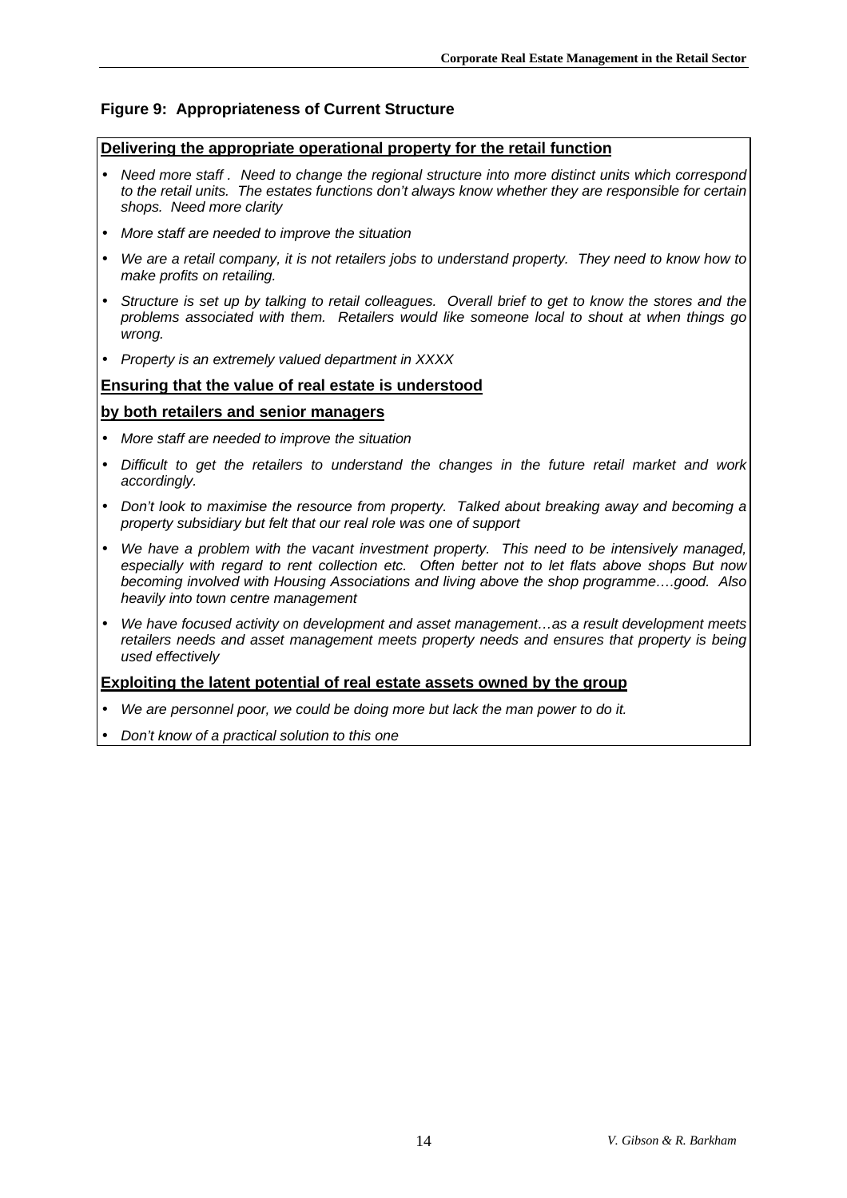**Figure 9: Appropriateness of Current Structure**

**<u>Delivering the appropriate operational property for the retail function</u>**

- *Need more staff . Need to change the regional structure into more distinct units which correspond to the retail units. The estates functions don't always know whether they are responsible for certain shops. Need more clarity*
- *More staff are needed to improve the situation*
- *We are a retail company, it is not retailers jobs to understand property. They need to know how to make profits on retailing.*
- *Structure is set up by talking to retail colleagues. Overall brief to get to know the stores and the problems associated with them. Retailers would like someone local to shout at when things go wrong.*
- *Property is an extremely valued department in XXXX*

**<u>Ensuring that the value of real estate is understood</u>**

**<u>by both retailers and senior managers</u>**

- *More staff are needed to improve the situation*
- *Difficult to get the retailers to understand the changes in the future retail market and work accordingly.*
- *Don't look to maximise the resource from property. Talked about breaking away and becoming a property subsidiary but felt that our real role was one of support*
- *We have a problem with the vacant investment property. This need to be intensively managed, especially with regard to rent collection etc. Often better not to let flats above shops But now becoming involved with Housing Associations and living above the shop programme….good. Also heavily into town centre management*
- *We have focused activity on development and asset management…as a result development meets retailers needs and asset management meets property needs and ensures that property is being used effectively*

**<u>Exploiting the latent potential of real estate assets owned by the group</u>**

- *We are personnel poor, we could be doing more but lack the man power to do it.*
- *Don't know of a practical solution to this one*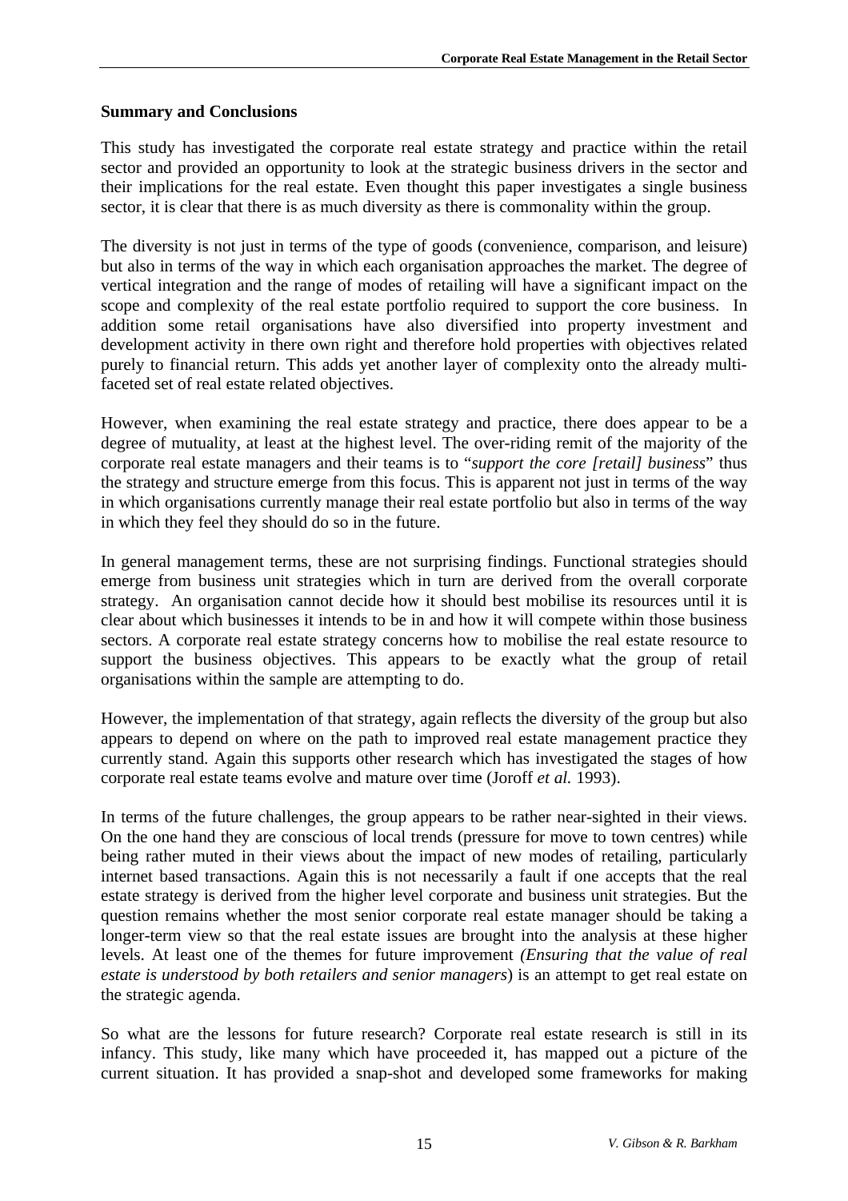## Summary and Conclusions

This study has investigated the corporate real estate strategy and practice within the retail sector and provided an opportunity to look at the strategic business drivers in the sector and their implications for the real estate. Even thought this paper investigates a single business sector, it is clear that there is as much diversity as there is commonality within the group.

The diversity is not just in terms of the type of goods (convenience, comparison, and leisure) but also in terms of the way in which each organisation approaches the market. The degree of vertical integration and the range of modes of retailing will have a significant impact on the scope and complexity of the real estate portfolio required to support the core business. In addition some retail organisations have also diversified into property investment and development activity in there own right and therefore hold properties with objectives related purely to financial return. This adds yet another layer of complexity onto the already multi-faceted set of real estate related objectives.

However, when examining the real estate strategy and practice, there does appear to be a degree of mutuality, at least at the highest level. The over-riding remit of the majority of the corporate real estate managers and their teams is to "*support the core [retail] business*" thus the strategy and structure emerge from this focus. This is apparent not just in terms of the way in which organisations currently manage their real estate portfolio but also in terms of the way in which they feel they should do so in the future.

In general management terms, these are not surprising findings. Functional strategies should emerge from business unit strategies which in turn are derived from the overall corporate strategy. An organisation cannot decide how it should best mobilise its resources until it is clear about which businesses it intends to be in and how it will compete within those business sectors. A corporate real estate strategy concerns how to mobilise the real estate resource to support the business objectives. This appears to be exactly what the group of retail organisations within the sample are attempting to do.

However, the implementation of that strategy, again reflects the diversity of the group but also appears to depend on where on the path to improved real estate management practice they currently stand. Again this supports other research which has investigated the stages of how corporate real estate teams evolve and mature over time (Joroff *et al.* 1993).

In terms of the future challenges, the group appears to be rather near-sighted in their views. On the one hand they are conscious of local trends (pressure for move to town centres) while being rather muted in their views about the impact of new modes of retailing, particularly internet based transactions. Again this is not necessarily a fault if one accepts that the real estate strategy is derived from the higher level corporate and business unit strategies. But the question remains whether the most senior corporate real estate manager should be taking a longer-term view so that the real estate issues are brought into the analysis at these higher levels. At least one of the themes for future improvement *(Ensuring that the value of real estate is understood by both retailers and senior managers*) is an attempt to get real estate on the strategic agenda.

So what are the lessons for future research? Corporate real estate research is still in its infancy. This study, like many which have proceeded it, has mapped out a picture of the current situation. It has provided a snap-shot and developed some frameworks for making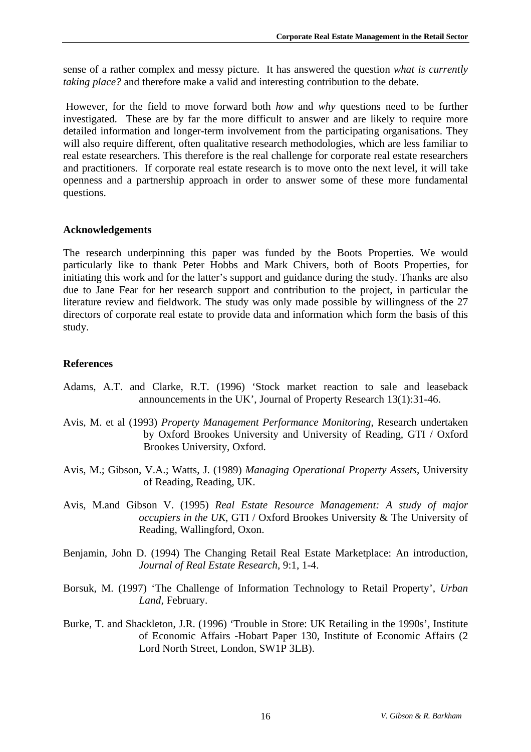sense of a rather complex and messy picture. It has answered the question *what is currently taking place?* and therefore make a valid and interesting contribution to the debate.

However, for the field to move forward both *how* and *why* questions need to be further investigated. These are by far the more difficult to answer and are likely to require more detailed information and longer-term involvement from the participating organisations. They will also require different, often qualitative research methodologies, which are less familiar to real estate researchers. This therefore is the real challenge for corporate real estate researchers and practitioners. If corporate real estate research is to move onto the next level, it will take openness and a partnership approach in order to answer some of these more fundamental questions.

## Acknowledgements

The research underpinning this paper was funded by the Boots Properties. We would particularly like to thank Peter Hobbs and Mark Chivers, both of Boots Properties, for initiating this work and for the latter's support and guidance during the study. Thanks are also due to Jane Fear for her research support and contribution to the project, in particular the literature review and fieldwork. The study was only made possible by willingness of the 27 directors of corporate real estate to provide data and information which form the basis of this study.

## References

Adams, A.T. and Clarke, R.T. (1996) 'Stock market reaction to sale and leaseback announcements in the UK', Journal of Property Research 13(1):31-46.

Avis, M. et al (1993) *Property Management Performance Monitoring*, Research undertaken by Oxford Brookes University and University of Reading, GTI / Oxford Brookes University, Oxford.

Avis, M.; Gibson, V.A.; Watts, J. (1989) *Managing Operational Property Assets*, University of Reading, Reading, UK.

Avis, M.and Gibson V. (1995) *Real Estate Resource Management: A study of major occupiers in the UK*, GTI / Oxford Brookes University & The University of Reading, Wallingford, Oxon.

Benjamin, John D. (1994) The Changing Retail Real Estate Marketplace: An introduction, *Journal of Real Estate Research*, 9:1, 1-4.

Borsuk, M. (1997) 'The Challenge of Information Technology to Retail Property', *Urban Land*, February.

Burke, T. and Shackleton, J.R. (1996) 'Trouble in Store: UK Retailing in the 1990s', Institute of Economic Affairs -Hobart Paper 130, Institute of Economic Affairs (2 Lord North Street, London, SW1P 3LB).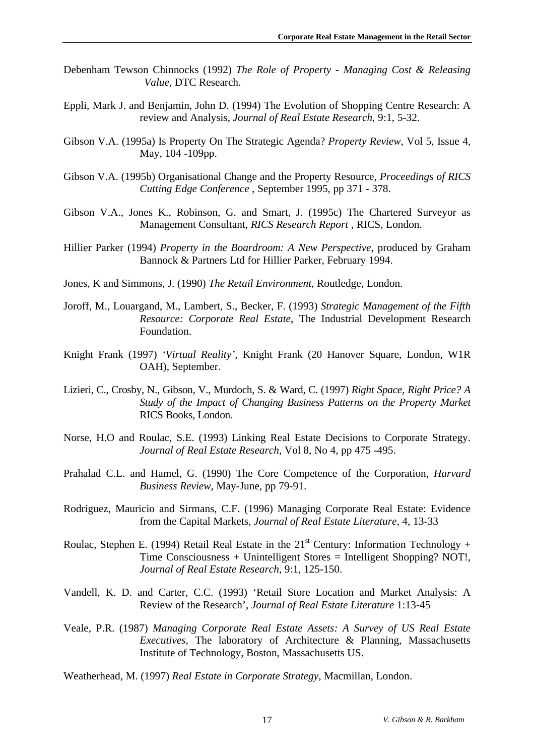Debenham Tewson Chinnocks (1992) *The Role of Property - Managing Cost & Releasing Value*, DTC Research.

Eppli, Mark J. and Benjamin, John D. (1994) The Evolution of Shopping Centre Research: A review and Analysis, *Journal of Real Estate Research*, 9:1, 5-32.

Gibson V.A. (1995a) Is Property On The Strategic Agenda? *Property Review*, Vol 5, Issue 4, May, 104 -109pp.

Gibson V.A. (1995b) Organisational Change and the Property Resource, *Proceedings of RICS Cutting Edge Conference* , September 1995, pp 371 - 378.

Gibson V.A., Jones K., Robinson, G. and Smart, J. (1995c) The Chartered Surveyor as Management Consultant, *RICS Research Report* , RICS, London.

Hillier Parker (1994) *Property in the Boardroom: A New Perspective*, produced by Graham Bannock & Partners Ltd for Hillier Parker, February 1994.

Jones, K and Simmons, J. (1990) *The Retail Environment*, Routledge, London.

Joroff, M., Louargand, M., Lambert, S., Becker, F. (1993) *Strategic Management of the Fifth Resource: Corporate Real Estate*, The Industrial Development Research Foundation.

Knight Frank (1997) *'Virtual Reality'*, Knight Frank (20 Hanover Square, London, W1R OAH), September.

Lizieri, C., Crosby, N., Gibson, V., Murdoch, S. & Ward, C. (1997) *Right Space, Right Price? A Study of the Impact of Changing Business Patterns on the Property Market* RICS Books, London.

Norse, H.O and Roulac, S.E. (1993) Linking Real Estate Decisions to Corporate Strategy. *Journal of Real Estate Research*, Vol 8, No 4, pp 475 -495.

Prahalad C.L. and Hamel, G. (1990) The Core Competence of the Corporation, *Harvard Business Review*, May-June, pp 79-91.

Rodriguez, Mauricio and Sirmans, C.F. (1996) Managing Corporate Real Estate: Evidence from the Capital Markets, *Journal of Real Estate Literature*, 4, 13-33

Roulac, Stephen E. (1994) Retail Real Estate in the 21st Century: Information Technology + Time Consciousness + Unintelligent Stores = Intelligent Shopping? NOT!, *Journal of Real Estate Research*, 9:1, 125-150.

Vandell, K. D. and Carter, C.C. (1993) 'Retail Store Location and Market Analysis: A Review of the Research', *Journal of Real Estate Literature* 1:13-45

Veale, P.R. (1987) *Managing Corporate Real Estate Assets: A Survey of US Real Estate Executives*, The laboratory of Architecture & Planning, Massachusetts Institute of Technology, Boston, Massachusetts US.

Weatherhead, M. (1997) *Real Estate in Corporate Strategy*, Macmillan, London.